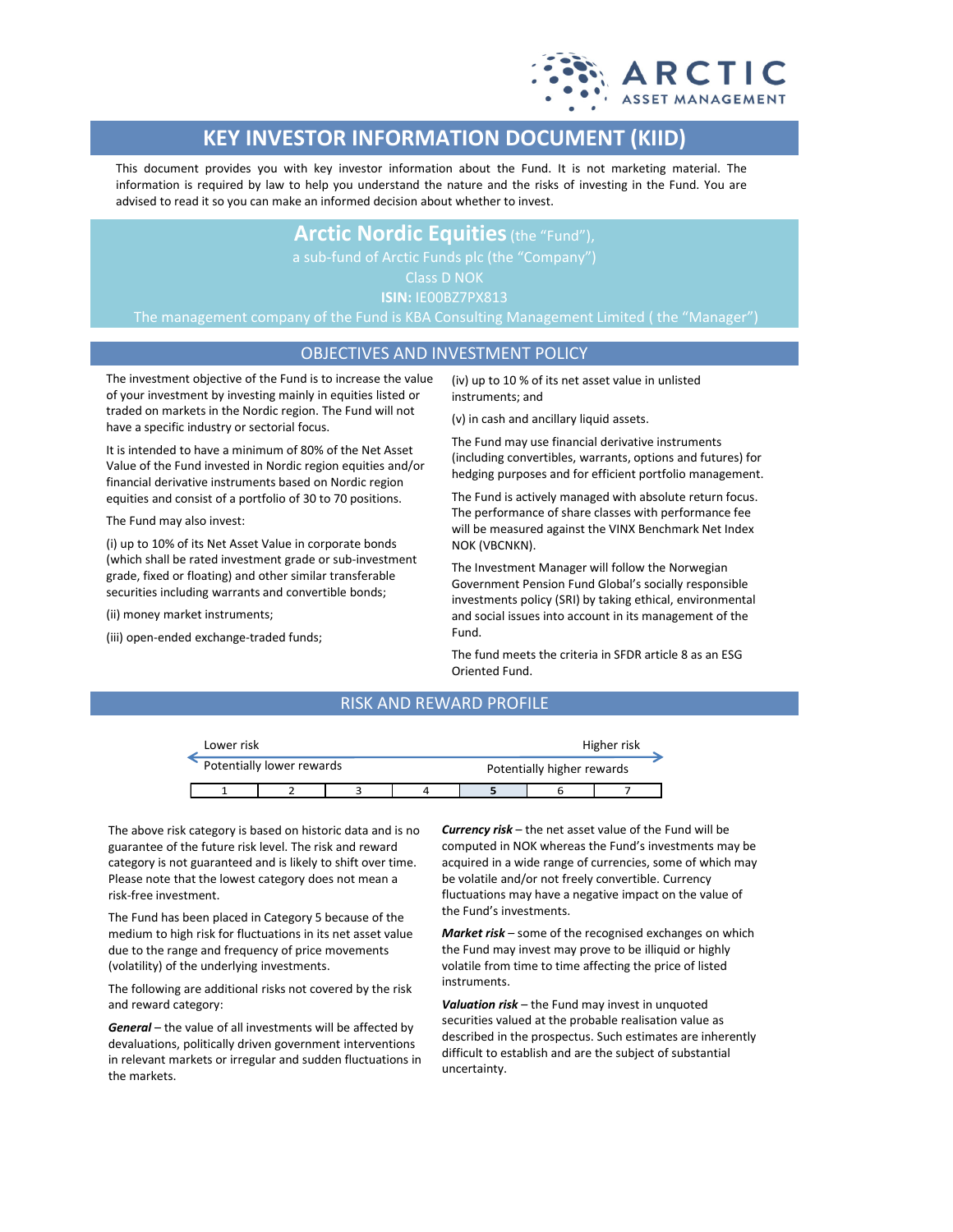# KEY INVESTOR INFORMATION DOCUMENT (KIID)

This document provides you with key investor information about the Fund. It is not marketing material. The information is required by law to help you understand the nature and the risks of investing in the Fund. You are advised to read it so you can make an informed decision about whether to invest.

**Arctic Nordic Equities** (the "Fund"),
a sub-fund of Arctic Funds plc (the "Company")
Class D NOK
**ISIN:** IE00BZ7PX813
The management company of the Fund is KBA Consulting Management Limited ( the "Manager")

## OBJECTIVES AND INVESTMENT POLICY

The investment objective of the Fund is to increase the value of your investment by investing mainly in equities listed or traded on markets in the Nordic region. The Fund will not have a specific industry or sectorial focus.

It is intended to have a minimum of 80% of the Net Asset Value of the Fund invested in Nordic region equities and/or financial derivative instruments based on Nordic region equities and consist of a portfolio of 30 to 70 positions.

The Fund may also invest:

(i) up to 10% of its Net Asset Value in corporate bonds (which shall be rated investment grade or sub-investment grade, fixed or floating) and other similar transferable securities including warrants and convertible bonds;

(ii) money market instruments;

(iii) open-ended exchange-traded funds;

(iv) up to 10 % of its net asset value in unlisted instruments; and

(v) in cash and ancillary liquid assets.

The Fund may use financial derivative instruments (including convertibles, warrants, options and futures) for hedging purposes and for efficient portfolio management.

The Fund is actively managed with absolute return focus. The performance of share classes with performance fee will be measured against the VINX Benchmark Net Index NOK (VBCNKN).

The Investment Manager will follow the Norwegian Government Pension Fund Global's socially responsible investments policy (SRI) by taking ethical, environmental and social issues into account in its management of the Fund.

The fund meets the criteria in SFDR article 8 as an ESG Oriented Fund.

## RISK AND REWARD PROFILE

| Lower risk | | | | | | Higher risk |
|---|---|---|---|---|---|---|
| Potentially lower rewards | | | | | | Potentially higher rewards |
| 1 | 2 | 3 | 4 | **5** | 6 | 7 |

The above risk category is based on historic data and is no guarantee of the future risk level. The risk and reward category is not guaranteed and is likely to shift over time. Please note that the lowest category does not mean a risk-free investment.

The Fund has been placed in Category 5 because of the medium to high risk for fluctuations in its net asset value due to the range and frequency of price movements (volatility) of the underlying investments.

The following are additional risks not covered by the risk and reward category:

***General*** – the value of all investments will be affected by devaluations, politically driven government interventions in relevant markets or irregular and sudden fluctuations in the markets.

***Currency risk*** – the net asset value of the Fund will be computed in NOK whereas the Fund's investments may be acquired in a wide range of currencies, some of which may be volatile and/or not freely convertible. Currency fluctuations may have a negative impact on the value of the Fund's investments.

***Market risk*** – some of the recognised exchanges on which the Fund may invest may prove to be illiquid or highly volatile from time to time affecting the price of listed instruments.

***Valuation risk*** – the Fund may invest in unquoted securities valued at the probable realisation value as described in the prospectus. Such estimates are inherently difficult to establish and are the subject of substantial uncertainty.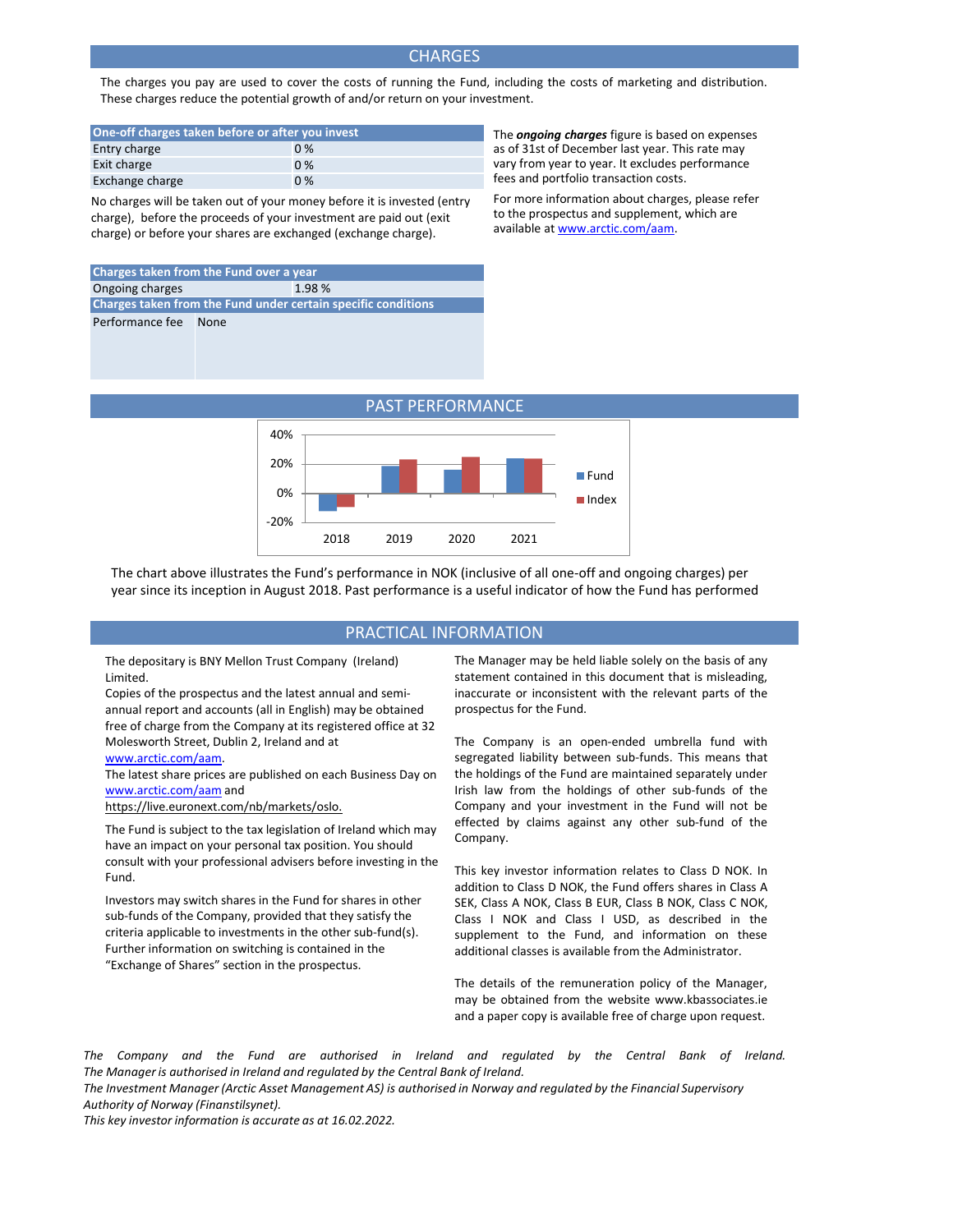## CHARGES

The charges you pay are used to cover the costs of running the Fund, including the costs of marketing and distribution. These charges reduce the potential growth of and/or return on your investment.

| One-off charges taken before or after you invest | |
|---|---|
| Entry charge | 0 % |
| Exit charge | 0 % |
| Exchange charge | 0 % |

No charges will be taken out of your money before it is invested (entry charge), before the proceeds of your investment are paid out (exit charge) or before your shares are exchanged (exchange charge).

| Charges taken from the Fund over a year | |
|---|---|
| Ongoing charges | 1.98 % |
| **Charges taken from the Fund under certain specific conditions** | |
| Performance fee | None |

The ***ongoing charges*** figure is based on expenses as of 31st of December last year. This rate may vary from year to year. It excludes performance fees and portfolio transaction costs.

For more information about charges, please refer to the prospectus and supplement, which are available at www.arctic.com/aam.

## PAST PERFORMANCE

40%
20%
0%
-20%
2018
2019
2020
2021
Fund
Index

The chart above illustrates the Fund's performance in NOK (inclusive of all one-off and ongoing charges) per year since its inception in August 2018. Past performance is a useful indicator of how the Fund has performed

## PRACTICAL INFORMATION

The depositary is BNY Mellon Trust Company (Ireland) Limited.

Copies of the prospectus and the latest annual and semi-annual report and accounts (all in English) may be obtained free of charge from the Company at its registered office at 32 Molesworth Street, Dublin 2, Ireland and at www.arctic.com/aam.

The latest share prices are published on each Business Day on www.arctic.com/aam and https://live.euronext.com/nb/markets/oslo.

The Fund is subject to the tax legislation of Ireland which may have an impact on your personal tax position. You should consult with your professional advisers before investing in the Fund.

Investors may switch shares in the Fund for shares in other sub-funds of the Company, provided that they satisfy the criteria applicable to investments in the other sub-fund(s). Further information on switching is contained in the "Exchange of Shares" section in the prospectus.

The Manager may be held liable solely on the basis of any statement contained in this document that is misleading, inaccurate or inconsistent with the relevant parts of the prospectus for the Fund.

The Company is an open-ended umbrella fund with segregated liability between sub-funds. This means that the holdings of the Fund are maintained separately under Irish law from the holdings of other sub-funds of the Company and your investment in the Fund will not be effected by claims against any other sub-fund of the Company.

This key investor information relates to Class D NOK. In addition to Class D NOK, the Fund offers shares in Class A SEK, Class A NOK, Class B EUR, Class B NOK, Class C NOK, Class I NOK and Class I USD, as described in the supplement to the Fund, and information on these additional classes is available from the Administrator.

The details of the remuneration policy of the Manager, may be obtained from the website www.kbassociates.ie and a paper copy is available free of charge upon request.

*The Company and the Fund are authorised in Ireland and regulated by the Central Bank of Ireland.*
*The Manager is authorised in Ireland and regulated by the Central Bank of Ireland.*
*The Investment Manager (Arctic Asset Management AS) is authorised in Norway and regulated by the Financial Supervisory Authority of Norway (Finanstilsynet).*
*This key investor information is accurate as at 16.02.2022.*